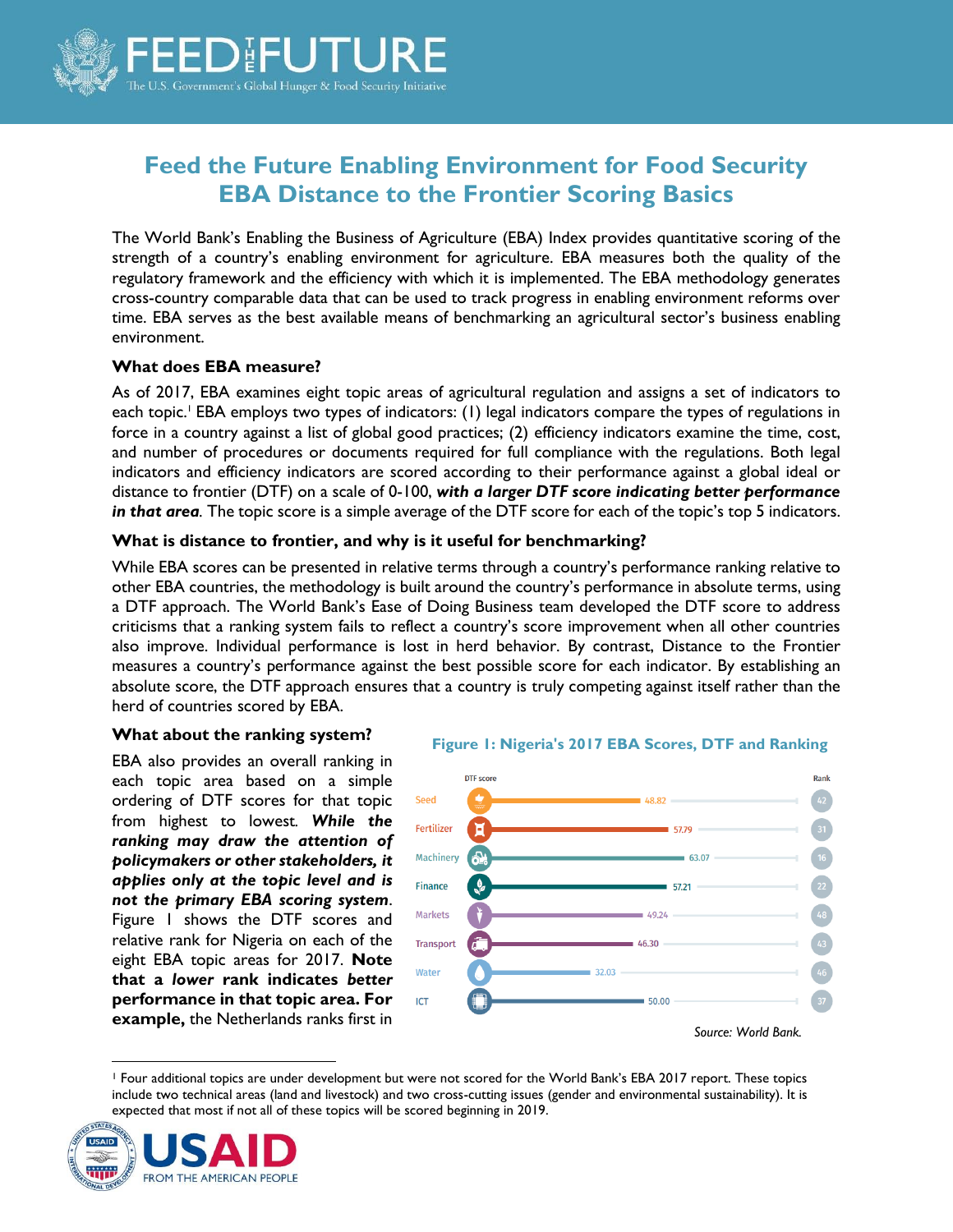# Feed the Future Enabling Environment for Food Security EBA Distance to the Frontier Scoring Basics

The World Bank's Enabling the Business of Agriculture (EBA) Index provides quantitative scoring of the strength of a country's enabling environment for agriculture. EBA measures both the quality of the regulatory framework and the efficiency with which it is implemented. The EBA methodology generates cross-country comparable data that can be used to track progress in enabling environment reforms over time. EBA serves as the best available means of benchmarking an agricultural sector's business enabling environment.

### What does EBA measure?

As of 2017, EBA examines eight topic areas of agricultural regulation and assigns a set of indicators to each topic.[1] EBA employs two types of indicators: (1) legal indicators compare the types of regulations in force in a country against a list of global good practices; (2) efficiency indicators examine the time, cost, and number of procedures or documents required for full compliance with the regulations. Both legal indicators and efficiency indicators are scored according to their performance against a global ideal or distance to frontier (DTF) on a scale of 0-100, ***with a larger DTF score indicating better performance in that area***. The topic score is a simple average of the DTF score for each of the topic's top 5 indicators.

### What is distance to frontier, and why is it useful for benchmarking?

While EBA scores can be presented in relative terms through a country's performance ranking relative to other EBA countries, the methodology is built around the country's performance in absolute terms, using a DTF approach. The World Bank's Ease of Doing Business team developed the DTF score to address criticisms that a ranking system fails to reflect a country's score improvement when all other countries also improve. Individual performance is lost in herd behavior. By contrast, Distance to the Frontier measures a country's performance against the best possible score for each indicator. By establishing an absolute score, the DTF approach ensures that a country is truly competing against itself rather than the herd of countries scored by EBA.

### What about the ranking system?

EBA also provides an overall ranking in each topic area based on a simple ordering of DTF scores for that topic from highest to lowest. ***While the ranking may draw the attention of policymakers or other stakeholders, it applies only at the topic level and is not the primary EBA scoring system***. Figure 1 shows the DTF scores and relative rank for Nigeria on each of the eight EBA topic areas for 2017. **Note that a *lower* rank indicates better performance in that topic area. For example,** the Netherlands ranks first in

**Figure 1: Nigeria's 2017 EBA Scores, DTF and Ranking**

| Topic | DTF score | Rank |
| --- | --- | --- |
| Seed | 48.82 | 42 |
| Fertilizer | 57.79 | 31 |
| Machinery | 63.07 | 16 |
| Finance | 57.21 | 22 |
| Markets | 49.24 | 48 |
| Transport | 46.30 | 43 |
| Water | 32.03 | 46 |
| ICT | 50.00 | 37 |

*Source: World Bank.*

[1] Four additional topics are under development but were not scored for the World Bank's EBA 2017 report. These topics include two technical areas (land and livestock) and two cross-cutting issues (gender and environmental sustainability). It is expected that most if not all of these topics will be scored beginning in 2019.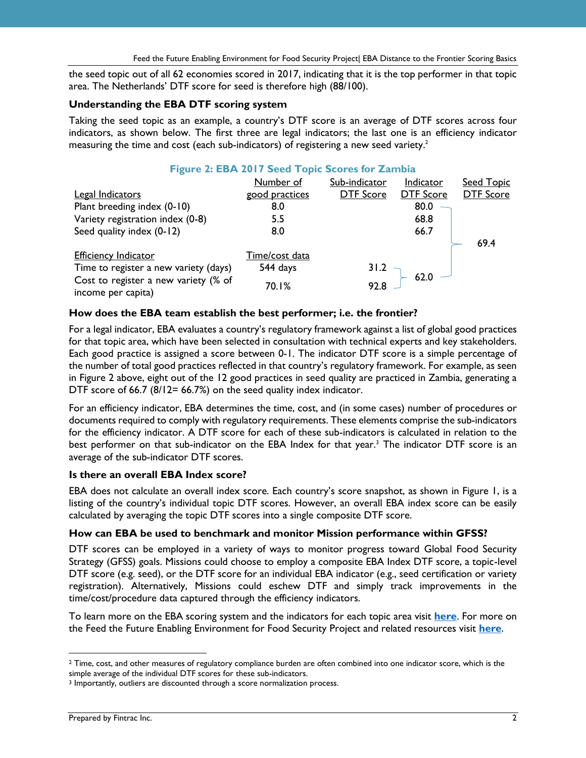the seed topic out of all 62 economies scored in 2017, indicating that it is the top performer in that topic area. The Netherlands' DTF score for seed is therefore high (88/100).

### Understanding the EBA DTF scoring system

Taking the seed topic as an example, a country's DTF score is an average of DTF scores across four indicators, as shown below. The first three are legal indicators; the last one is an efficiency indicator measuring the time and cost (each sub-indicators) of registering a new seed variety.[2]

**Figure 2: EBA 2017 Seed Topic Scores for Zambia**

| Legal Indicators | Number of good practices | Sub-indicator DTF Score | Indicator DTF Score | Seed Topic DTF Score |
|---|---|---|---|---|
| Plant breeding index (0-10) | 8.0 | | 80.0 | |
| Variety registration index (0-8) | 5.5 | | 68.8 | |
| Seed quality index (0-12) | 8.0 | | 66.7 | |
| | | | | 69.4 |
| **Efficiency Indicator** | **Time/cost data** | | | |
| Time to register a new variety (days) | 544 days | 31.2 | 62.0 | |
| Cost to register a new variety (% of income per capita) | 70.1% | 92.8 | | |

### How does the EBA team establish the best performer; i.e. the frontier?

For a legal indicator, EBA evaluates a country's regulatory framework against a list of global good practices for that topic area, which have been selected in consultation with technical experts and key stakeholders. Each good practice is assigned a score between 0-1. The indicator DTF score is a simple percentage of the number of total good practices reflected in that country's regulatory framework. For example, as seen in Figure 2 above, eight out of the 12 good practices in seed quality are practiced in Zambia, generating a DTF score of 66.7 (8/12= 66.7%) on the seed quality index indicator.

For an efficiency indicator, EBA determines the time, cost, and (in some cases) number of procedures or documents required to comply with regulatory requirements. These elements comprise the sub-indicators for the efficiency indicator. A DTF score for each of these sub-indicators is calculated in relation to the best performer on that sub-indicator on the EBA Index for that year.[3] The indicator DTF score is an average of the sub-indicator DTF scores.

### Is there an overall EBA Index score?

EBA does not calculate an overall index score. Each country's score snapshot, as shown in Figure 1, is a listing of the country's individual topic DTF scores. However, an overall EBA index score can be easily calculated by averaging the topic DTF scores into a single composite DTF score.

### How can EBA be used to benchmark and monitor Mission performance within GFSS?

DTF scores can be employed in a variety of ways to monitor progress toward Global Food Security Strategy (GFSS) goals. Missions could choose to employ a composite EBA Index DTF score, a topic-level DTF score (e.g. seed), or the DTF score for an individual EBA indicator (e.g., seed certification or variety registration). Alternatively, Missions could eschew DTF and simply track improvements in the time/cost/procedure data captured through the efficiency indicators.

To learn more on the EBA scoring system and the indicators for each topic area visit **here**. For more on the Feed the Future Enabling Environment for Food Security Project and related resources visit **here**.

---

[2] Time, cost, and other measures of regulatory compliance burden are often combined into one indicator score, which is the simple average of the individual DTF scores for these sub-indicators.

[3] Importantly, outliers are discounted through a score normalization process.